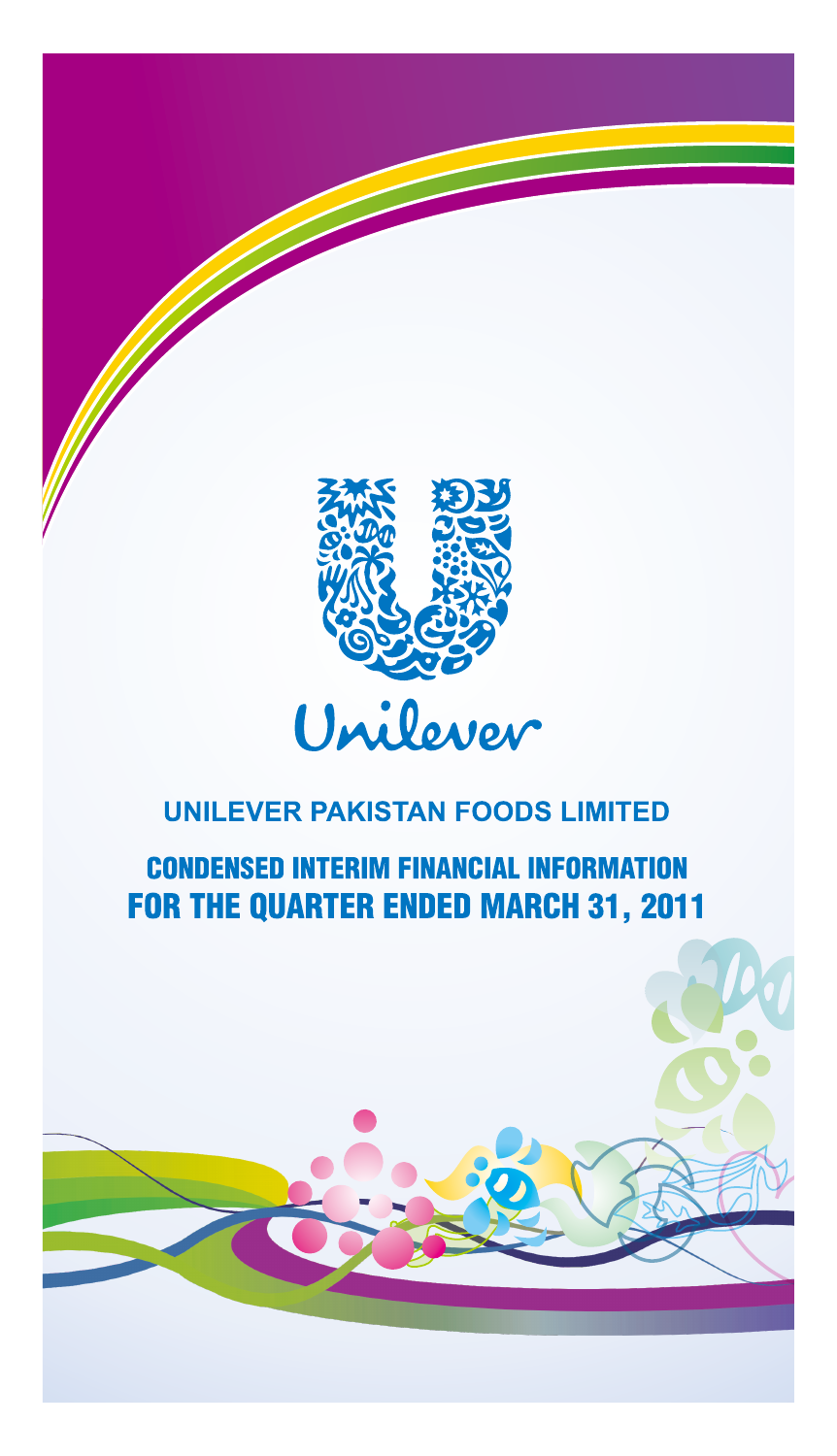Unilever

# UNILEVER PAKISTAN FOODS LIMITED

## CONDENSED INTERIM FINANCIAL INFORMATION FOR THE QUARTER ENDED MARCH 31, 2011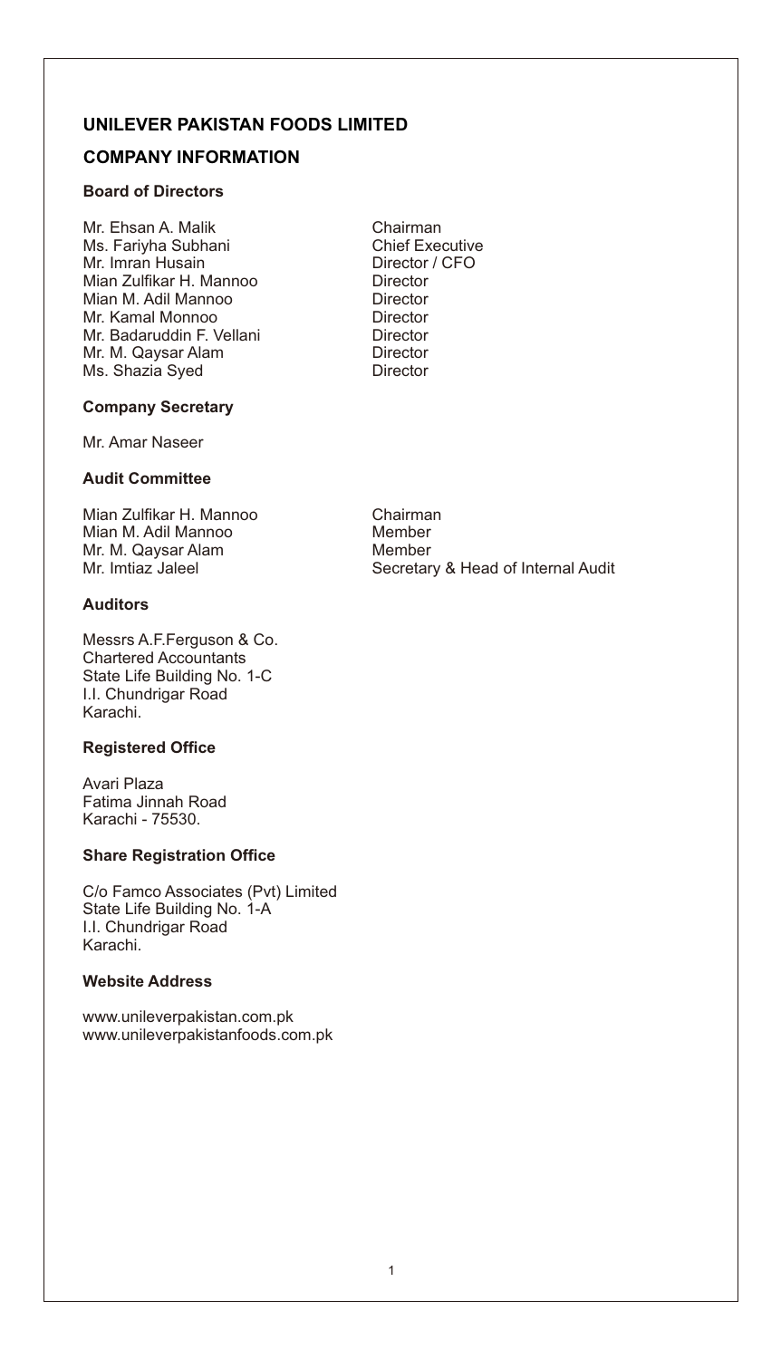# UNILEVER PAKISTAN FOODS LIMITED

## COMPANY INFORMATION

### Board of Directors

| | |
|---|---|
| Mr. Ehsan A. Malik | Chairman |
| Ms. Fariyha Subhani | Chief Executive |
| Mr. Imran Husain | Director / CFO |
| Mian Zulfikar H. Mannoo | Director |
| Mian M. Adil Mannoo | Director |
| Mr. Kamal Monnoo | Director |
| Mr. Badaruddin F. Vellani | Director |
| Mr. M. Qaysar Alam | Director |
| Ms. Shazia Syed | Director |

### Company Secretary

Mr. Amar Naseer

### Audit Committee

| | |
|---|---|
| Mian Zulfikar H. Mannoo | Chairman |
| Mian M. Adil Mannoo | Member |
| Mr. M. Qaysar Alam | Member |
| Mr. Imtiaz Jaleel | Secretary & Head of Internal Audit |

### Auditors

Messrs A.F.Ferguson & Co.
Chartered Accountants
State Life Building No. 1-C
I.I. Chundrigar Road
Karachi.

### Registered Office

Avari Plaza
Fatima Jinnah Road
Karachi - 75530.

### Share Registration Office

C/o Famco Associates (Pvt) Limited
State Life Building No. 1-A
I.I. Chundrigar Road
Karachi.

### Website Address

www.unileverpakistan.com.pk
www.unileverpakistanfoods.com.pk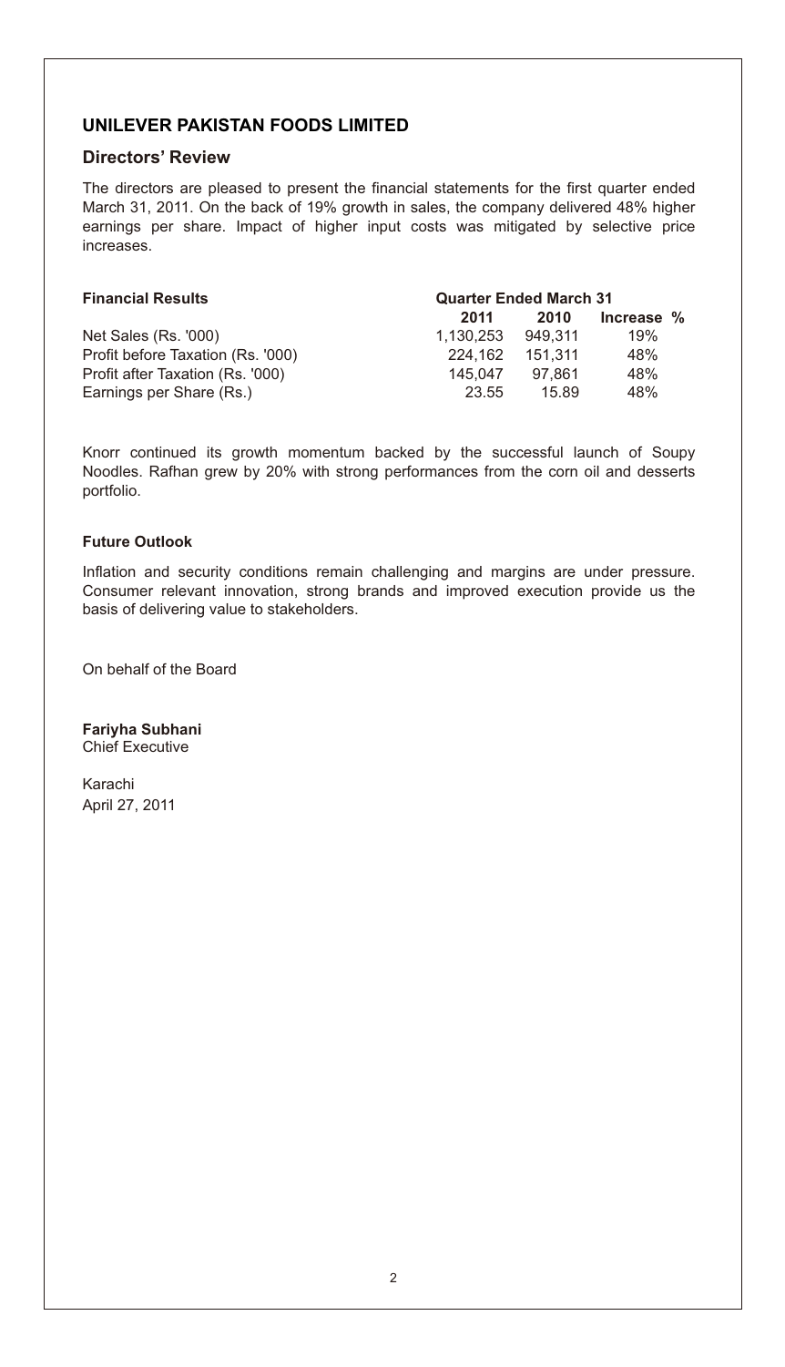## UNILEVER PAKISTAN FOODS LIMITED

### Directors' Review

The directors are pleased to present the financial statements for the first quarter ended March 31, 2011. On the back of 19% growth in sales, the company delivered 48% higher earnings per share. Impact of higher input costs was mitigated by selective price increases.

| **Financial Results** | **Quarter Ended March 31** | | |
|---|---|---|---|
| | **2011** | **2010** | **Increase %** |
| Net Sales (Rs. '000) | 1,130,253 | 949,311 | 19% |
| Profit before Taxation (Rs. '000) | 224,162 | 151,311 | 48% |
| Profit after Taxation (Rs. '000) | 145,047 | 97,861 | 48% |
| Earnings per Share (Rs.) | 23.55 | 15.89 | 48% |

Knorr continued its growth momentum backed by the successful launch of Soupy Noodles. Rafhan grew by 20% with strong performances from the corn oil and desserts portfolio.

**Future Outlook**

Inflation and security conditions remain challenging and margins are under pressure. Consumer relevant innovation, strong brands and improved execution provide us the basis of delivering value to stakeholders.

On behalf of the Board

**Fariyha Subhani**
Chief Executive

Karachi
April 27, 2011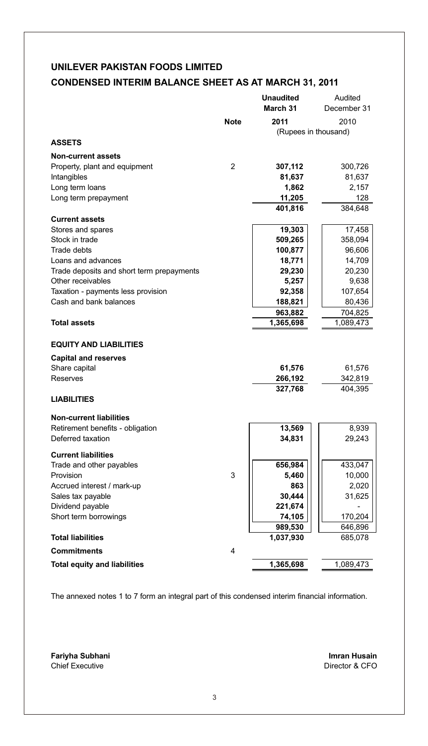# UNILEVER PAKISTAN FOODS LIMITED

## CONDENSED INTERIM BALANCE SHEET AS AT MARCH 31, 2011

| | Note | **Unaudited March 31 2011** | Audited December 31 2010 |
|---|---|---|---|
| | | (Rupees in thousand) | |
| **ASSETS** | | | |
| **Non-current assets** | | | |
| Property, plant and equipment | 2 | **307,112** | 300,726 |
| Intangibles | | **81,637** | 81,637 |
| Long term loans | | **1,862** | 2,157 |
| Long term prepayment | | **11,205** | 128 |
| | | **401,816** | 384,648 |
| **Current assets** | | | |
| Stores and spares | | **19,303** | 17,458 |
| Stock in trade | | **509,265** | 358,094 |
| Trade debts | | **100,877** | 96,606 |
| Loans and advances | | **18,771** | 14,709 |
| Trade deposits and short term prepayments | | **29,230** | 20,230 |
| Other receivables | | **5,257** | 9,638 |
| Taxation - payments less provision | | **92,358** | 107,654 |
| Cash and bank balances | | **188,821** | 80,436 |
| | | **963,882** | 704,825 |
| **Total assets** | | **1,365,698** | 1,089,473 |
| **EQUITY AND LIABILITIES** | | | |
| **Capital and reserves** | | | |
| Share capital | | **61,576** | 61,576 |
| Reserves | | **266,192** | 342,819 |
| | | **327,768** | 404,395 |
| **LIABILITIES** | | | |
| **Non-current liabilities** | | | |
| Retirement benefits - obligation | | **13,569** | 8,939 |
| Deferred taxation | | **34,831** | 29,243 |
| **Current liabilities** | | | |
| Trade and other payables | | **656,984** | 433,047 |
| Provision | 3 | **5,460** | 10,000 |
| Accrued interest / mark-up | | **863** | 2,020 |
| Sales tax payable | | **30,444** | 31,625 |
| Dividend payable | | **221,674** | - |
| Short term borrowings | | **74,105** | 170,204 |
| | | **989,530** | 646,896 |
| **Total liabilities** | | **1,037,930** | 685,078 |
| **Commitments** | 4 | | |
| **Total equity and liabilities** | | **1,365,698** | 1,089,473 |

The annexed notes 1 to 7 form an integral part of this condensed interim financial information.

**Fariyha Subhani**
Chief Executive

**Imran Husain**
Director & CFO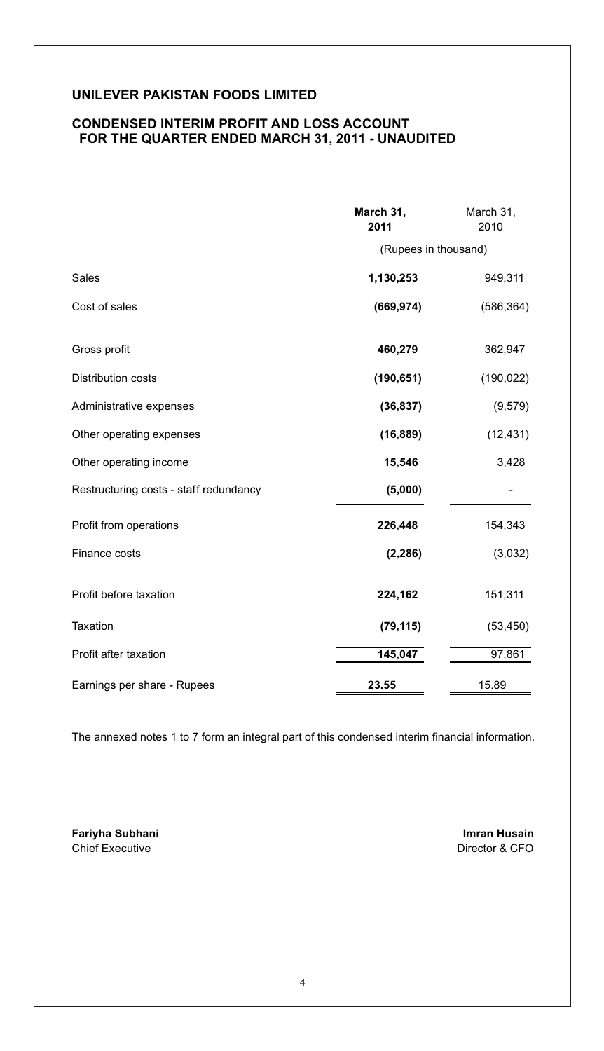# UNILEVER PAKISTAN FOODS LIMITED

## CONDENSED INTERIM PROFIT AND LOSS ACCOUNT FOR THE QUARTER ENDED MARCH 31, 2011 - UNAUDITED

| | **March 31, 2011** | March 31, 2010 |
|---|---|---|
| | (Rupees in thousand) | |
| Sales | **1,130,253** | 949,311 |
| Cost of sales | **(669,974)** | (586,364) |
| Gross profit | **460,279** | 362,947 |
| Distribution costs | **(190,651)** | (190,022) |
| Administrative expenses | **(36,837)** | (9,579) |
| Other operating expenses | **(16,889)** | (12,431) |
| Other operating income | **15,546** | 3,428 |
| Restructuring costs - staff redundancy | **(5,000)** | - |
| Profit from operations | **226,448** | 154,343 |
| Finance costs | **(2,286)** | (3,032) |
| Profit before taxation | **224,162** | 151,311 |
| Taxation | **(79,115)** | (53,450) |
| Profit after taxation | **145,047** | 97,861 |
| Earnings per share - Rupees | **23.55** | 15.89 |

The annexed notes 1 to 7 form an integral part of this condensed interim financial information.

**Fariyha Subhani**
Chief Executive

**Imran Husain**
Director & CFO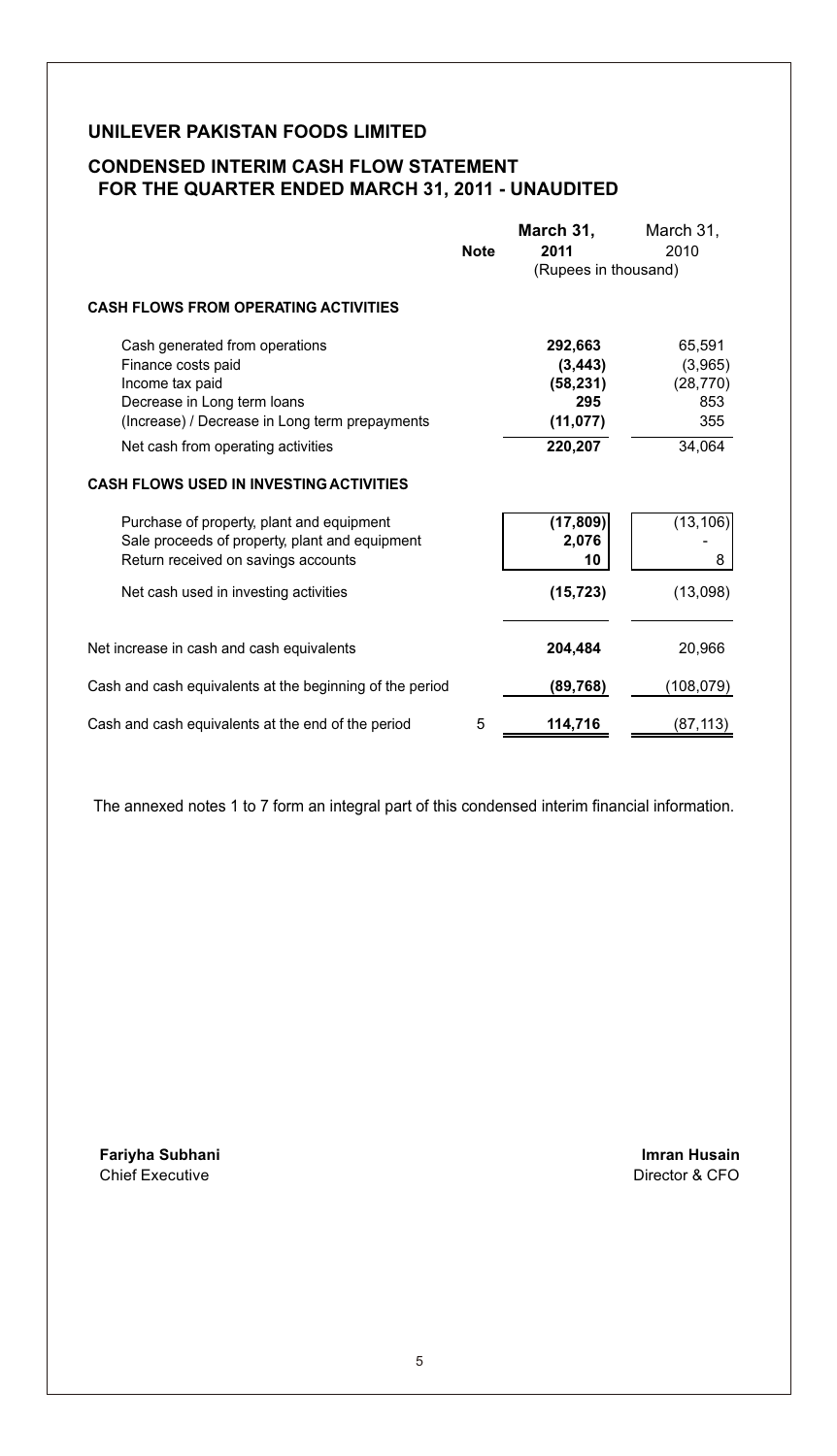# UNILEVER PAKISTAN FOODS LIMITED

## CONDENSED INTERIM CASH FLOW STATEMENT FOR THE QUARTER ENDED MARCH 31, 2011 - UNAUDITED

| | Note | March 31, 2011 | March 31, 2010 |
|---|---|---|---|
| | | (Rupees in thousand) | |
| **CASH FLOWS FROM OPERATING ACTIVITIES** | | | |
| Cash generated from operations | | **292,663** | 65,591 |
| Finance costs paid | | **(3,443)** | (3,965) |
| Income tax paid | | **(58,231)** | (28,770) |
| Decrease in Long term loans | | **295** | 853 |
| (Increase) / Decrease in Long term prepayments | | **(11,077)** | 355 |
| Net cash from operating activities | | **220,207** | 34,064 |
| **CASH FLOWS USED IN INVESTING ACTIVITIES** | | | |
| Purchase of property, plant and equipment | | **(17,809)** | (13,106) |
| Sale proceeds of property, plant and equipment | | **2,076** | - |
| Return received on savings accounts | | **10** | 8 |
| Net cash used in investing activities | | **(15,723)** | (13,098) |
| Net increase in cash and cash equivalents | | **204,484** | 20,966 |
| Cash and cash equivalents at the beginning of the period | | **(89,768)** | (108,079) |
| Cash and cash equivalents at the end of the period | 5 | **114,716** | (87,113) |

The annexed notes 1 to 7 form an integral part of this condensed interim financial information.

**Fariyha Subhani**
Chief Executive

**Imran Husain**
Director & CFO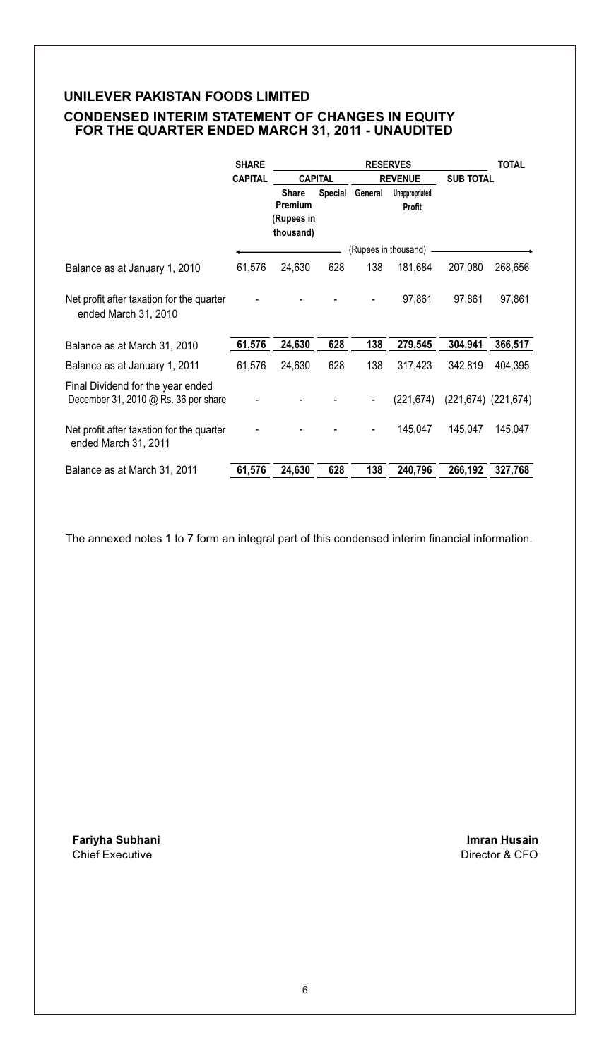# UNILEVER PAKISTAN FOODS LIMITED

## CONDENSED INTERIM STATEMENT OF CHANGES IN EQUITY FOR THE QUARTER ENDED MARCH 31, 2011 - UNAUDITED

| | SHARE CAPITAL | RESERVES | | | | | TOTAL |
|---|---|---|---|---|---|---|---|
| | | CAPITAL | | REVENUE | | SUB TOTAL | |
| | | Share Premium (Rupees in thousand) | Special | General | Unappropriated Profit | | |
| | (Rupees in thousand) | | | | | | |
| Balance as at January 1, 2010 | 61,576 | 24,630 | 628 | 138 | 181,684 | 207,080 | 268,656 |
| Net profit after taxation for the quarter ended March 31, 2010 | - | - | - | - | 97,861 | 97,861 | 97,861 |
| Balance as at March 31, 2010 | **61,576** | **24,630** | **628** | **138** | **279,545** | **304,941** | **366,517** |
| Balance as at January 1, 2011 | 61,576 | 24,630 | 628 | 138 | 317,423 | 342,819 | 404,395 |
| Final Dividend for the year ended December 31, 2010 @ Rs. 36 per share | - | - | - | - | (221,674) | (221,674) | (221,674) |
| Net profit after taxation for the quarter ended March 31, 2011 | - | - | - | - | 145,047 | 145,047 | 145,047 |
| Balance as at March 31, 2011 | **61,576** | **24,630** | **628** | **138** | **240,796** | **266,192** | **327,768** |

The annexed notes 1 to 7 form an integral part of this condensed interim financial information.

**Fariyha Subhani**
Chief Executive

**Imran Husain**
Director & CFO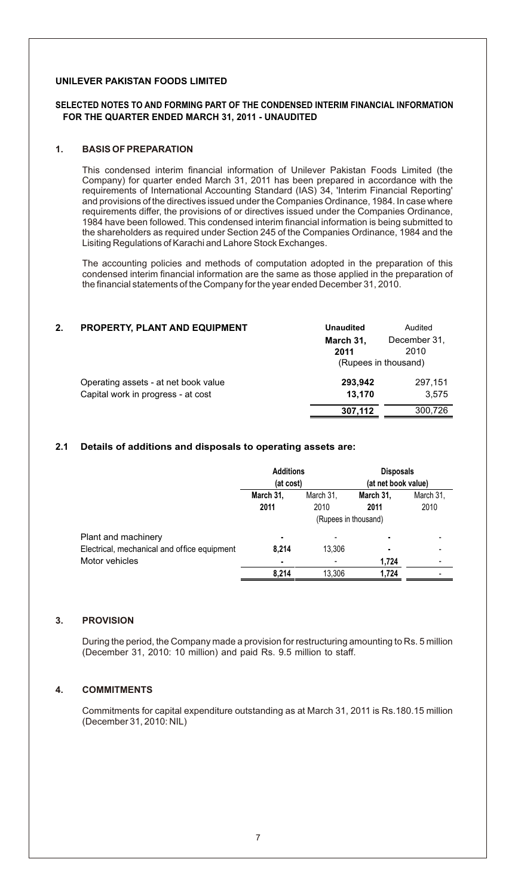**UNILEVER PAKISTAN FOODS LIMITED**

**SELECTED NOTES TO AND FORMING PART OF THE CONDENSED INTERIM FINANCIAL INFORMATION FOR THE QUARTER ENDED MARCH 31, 2011 - UNAUDITED**

## 1. BASIS OF PREPARATION

This condensed interim financial information of Unilever Pakistan Foods Limited (the Company) for quarter ended March 31, 2011 has been prepared in accordance with the requirements of International Accounting Standard (IAS) 34, 'Interim Financial Reporting' and provisions of the directives issued under the Companies Ordinance, 1984. In case where requirements differ, the provisions of or directives issued under the Companies Ordinance, 1984 have been followed. This condensed interim financial information is being submitted to the shareholders as required under Section 245 of the Companies Ordinance, 1984 and the Lisiting Regulations of Karachi and Lahore Stock Exchanges.

The accounting policies and methods of computation adopted in the preparation of this condensed interim financial information are the same as those applied in the preparation of the financial statements of the Company for the year ended December 31, 2010.

## 2. PROPERTY, PLANT AND EQUIPMENT

| | **Unaudited** | Audited |
|---|---|---|
| | **March 31, 2011** | December 31, 2010 |
| | (Rupees in thousand) | |
| Operating assets - at net book value | **293,942** | 297,151 |
| Capital work in progress - at cost | **13,170** | 3,575 |
| | **307,112** | 300,726 |

### 2.1 Details of additions and disposals to operating assets are:

| | **Additions (at cost)** | | **Disposals (at net book value)** | |
|---|---|---|---|---|
| | **March 31, 2011** | March 31, 2010 | **March 31, 2011** | March 31, 2010 |
| | (Rupees in thousand) | | | |
| Plant and machinery | **-** | - | **-** | - |
| Electrical, mechanical and office equipment | **8,214** | 13,306 | **-** | - |
| Motor vehicles | **-** | - | **1,724** | - |
| | **8,214** | 13,306 | **1,724** | - |

## 3. PROVISION

During the period, the Company made a provision for restructuring amounting to Rs. 5 million (December 31, 2010: 10 million) and paid Rs. 9.5 million to staff.

## 4. COMMITMENTS

Commitments for capital expenditure outstanding as at March 31, 2011 is Rs.180.15 million (December 31, 2010: NIL)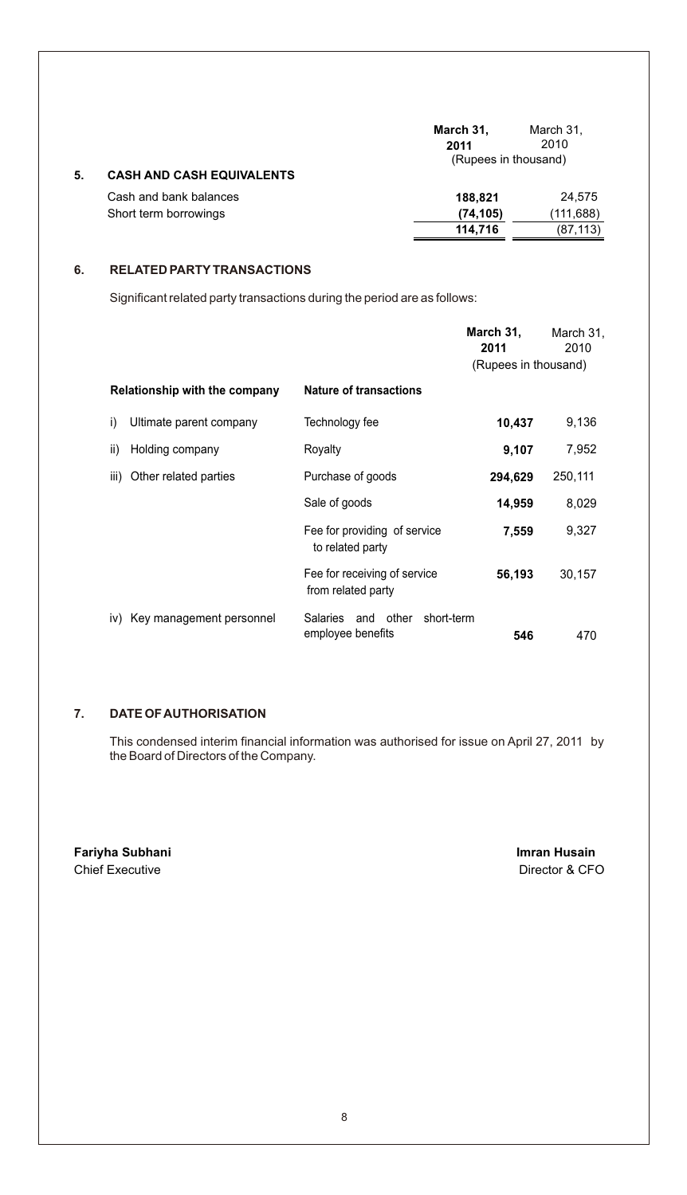## 5. CASH AND CASH EQUIVALENTS

| | March 31, 2011 | March 31, 2010 |
|---|---|---|
| | (Rupees in thousand) | |
| Cash and bank balances | **188,821** | 24,575 |
| Short term borrowings | **(74,105)** | (111,688) |
| | **114,716** | (87,113) |

## 6. RELATED PARTY TRANSACTIONS

Significant related party transactions during the period are as follows:

| Relationship with the company | Nature of transactions | March 31, 2011 | March 31, 2010 |
|---|---|---|---|
| | | (Rupees in thousand) | |
| i) Ultimate parent company | Technology fee | **10,437** | 9,136 |
| ii) Holding company | Royalty | **9,107** | 7,952 |
| iii) Other related parties | Purchase of goods | **294,629** | 250,111 |
| | Sale of goods | **14,959** | 8,029 |
| | Fee for providing of service to related party | **7,559** | 9,327 |
| | Fee for receiving of service from related party | **56,193** | 30,157 |
| iv) Key management personnel | Salaries and other short-term employee benefits | **546** | 470 |

## 7. DATE OF AUTHORISATION

This condensed interim financial information was authorised for issue on April 27, 2011 by the Board of Directors of the Company.

**Fariyha Subhani**
Chief Executive

**Imran Husain**
Director & CFO